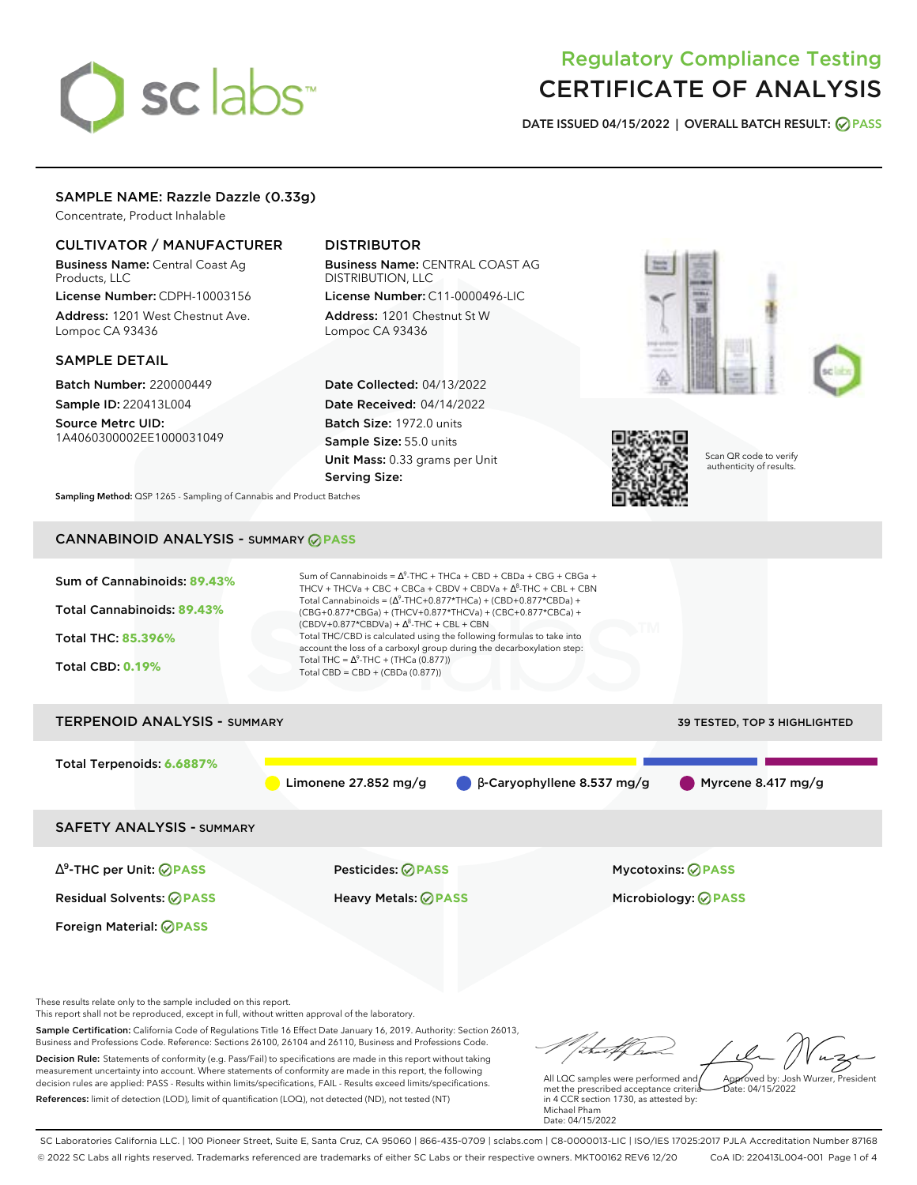# Regulatory Compliance Testing
# CERTIFICATE OF ANALYSIS

**DATE ISSUED 04/15/2022 | OVERALL BATCH RESULT: PASS**

## SAMPLE NAME: Razzle Dazzle (0.33g)

Concentrate, Product Inhalable

### CULTIVATOR / MANUFACTURER

**Business Name:** Central Coast Ag Products, LLC

**License Number:** CDPH-10003156

**Address:** 1201 West Chestnut Ave. Lompoc CA 93436

### DISTRIBUTOR

**Business Name:** CENTRAL COAST AG DISTRIBUTION, LLC

**License Number:** C11-0000496-LIC

**Address:** 1201 Chestnut St W Lompoc CA 93436

### SAMPLE DETAIL

**Batch Number:** 220000449

**Sample ID:** 220413L004

**Source Metrc UID:** 1A4060300002EE1000031049

**Date Collected:** 04/13/2022

**Date Received:** 04/14/2022

**Batch Size:** 1972.0 units

**Sample Size:** 55.0 units

**Unit Mass:** 0.33 grams per Unit

**Serving Size:**

Scan QR code to verify authenticity of results.

**Sampling Method:** QSP 1265 - Sampling of Cannabis and Product Batches

## CANNABINOID ANALYSIS - SUMMARY PASS

**Sum of Cannabinoids:** 89.43%

**Total Cannabinoids:** 89.43%

**Total THC:** 85.396%

**Total CBD:** 0.19%

Sum of Cannabinoids = $\Delta^9$-THC + THCa + CBD + CBDa + CBG + CBGa + THCV + THCVa + CBC + CBCa + CBDV + CBDVa + $\Delta^8$-THC + CBL + CBN

Total Cannabinoids = ($\Delta^9$-THC+0.877*THCa) + (CBD+0.877*CBDa) + (CBG+0.877*CBGa) + (THCV+0.877*THCVa) + (CBC+0.877*CBCa) + (CBDV+0.877*CBDVa) + $\Delta^8$-THC + CBL + CBN

Total THC/CBD is calculated using the following formulas to take into account the loss of a carboxyl group during the decarboxylation step:

Total THC = $\Delta^9$-THC + (THCa (0.877))

Total CBD = CBD + (CBDa (0.877))

## TERPENOID ANALYSIS - SUMMARY

39 TESTED, TOP 3 HIGHLIGHTED

**Total Terpenoids:** 6.6887%

Limonene 27.852 mg/g | β-Caryophyllene 8.537 mg/g | Myrcene 8.417 mg/g

## SAFETY ANALYSIS - SUMMARY

| | | |
|---|---|---|
| $\Delta^9$-THC per Unit: PASS | Pesticides: PASS | Mycotoxins: PASS |
| Residual Solvents: PASS | Heavy Metals: PASS | Microbiology: PASS |
| Foreign Material: PASS | | |

These results relate only to the sample included on this report.
This report shall not be reproduced, except in full, without written approval of the laboratory.

**Sample Certification:** California Code of Regulations Title 16 Effect Date January 16, 2019. Authority: Section 26013, Business and Professions Code. Reference: Sections 26100, 26104 and 26110, Business and Professions Code.

**Decision Rule:** Statements of conformity (e.g. Pass/Fail) to specifications are made in this report without taking measurement uncertainty into account. Where statements of conformity are made in this report, the following decision rules are applied: PASS - Results within limits/specifications, FAIL - Results exceed limits/specifications.

**References:** limit of detection (LOD), limit of quantification (LOQ), not detected (ND), not tested (NT)

All LQC samples were performed and met the prescribed acceptance criteria in 4 CCR section 1730, as attested by: Michael Pham
Date: 04/15/2022

Approved by: Josh Wurzer, President
Date: 04/15/2022

SC Laboratories California LLC. | 100 Pioneer Street, Suite E, Santa Cruz, CA 95060 | 866-435-0709 | sclabs.com | C8-0000013-LIC | ISO/IES 17025:2017 PJLA Accreditation Number 87168
© 2022 SC Labs all rights reserved. Trademarks referenced are trademarks of either SC Labs or their respective owners. MKT00162 REV6 12/20 CoA ID: 220413L004-001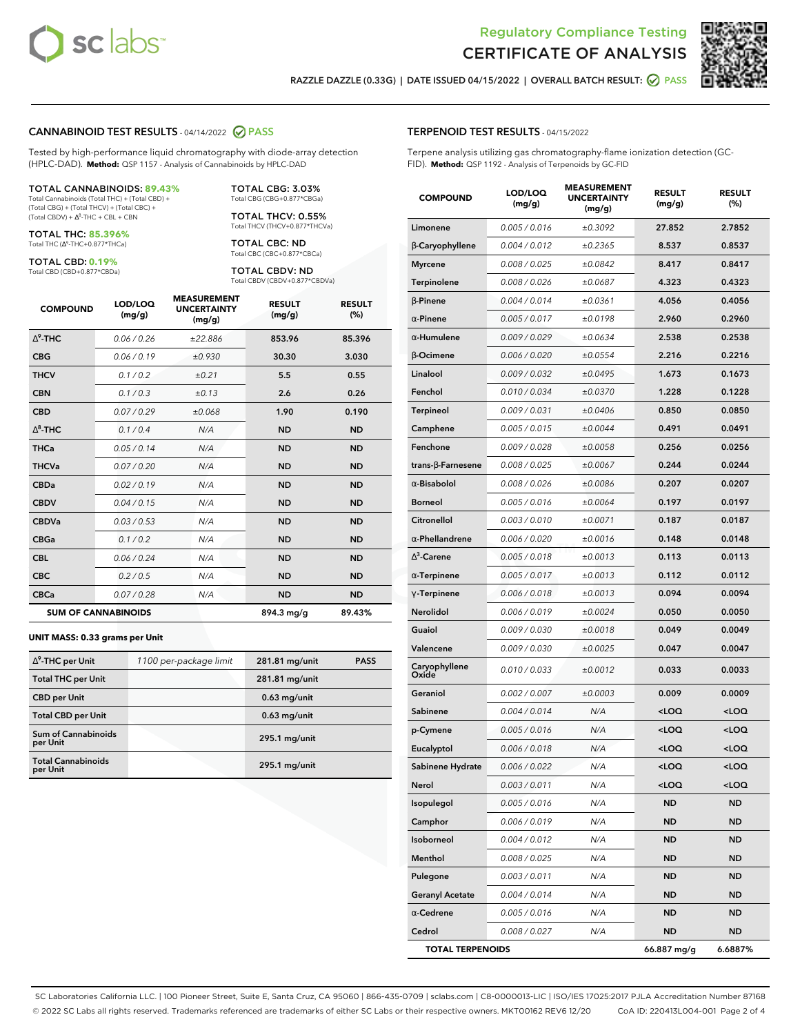# Regulatory Compliance Testing
# CERTIFICATE OF ANALYSIS

RAZZLE DAZZLE (0.33G) | DATE ISSUED 04/15/2022 | OVERALL BATCH RESULT: PASS

## CANNABINOID TEST RESULTS - 04/14/2022 PASS

Tested by high-performance liquid chromatography with diode-array detection (HPLC-DAD). **Method:** QSP 1157 - Analysis of Cannabinoids by HPLC-DAD

**TOTAL CANNABINOIDS: 89.43%**
Total Cannabinoids (Total THC) + (Total CBD) + (Total CBG) + (Total THCV) + (Total CBC) + (Total CBDV) + Δ⁸-THC + CBL + CBN

**TOTAL THC: 85.396%**
Total THC (Δ⁹-THC+0.877*THCa)

**TOTAL CBD: 0.19%**
Total CBD (CBD+0.877*CBDa)

**TOTAL CBG: 3.03%**
Total CBG (CBG+0.877*CBGa)

**TOTAL THCV: 0.55%**
Total THCV (THCV+0.877*THCVa)

**TOTAL CBC: ND**
Total CBC (CBC+0.877*CBCa)

**TOTAL CBDV: ND**
Total CBDV (CBDV+0.877*CBDVa)

| COMPOUND | LOD/LOQ (mg/g) | MEASUREMENT UNCERTAINTY (mg/g) | RESULT (mg/g) | RESULT (%) |
|---|---|---|---|---|
| Δ⁹-THC | 0.06 / 0.26 | ±22.886 | 853.96 | 85.396 |
| CBG | 0.06 / 0.19 | ±0.930 | 30.30 | 3.030 |
| THCV | 0.1 / 0.2 | ±0.21 | 5.5 | 0.55 |
| CBN | 0.1 / 0.3 | ±0.13 | 2.6 | 0.26 |
| CBD | 0.07 / 0.29 | ±0.068 | 1.90 | 0.190 |
| Δ⁸-THC | 0.1 / 0.4 | N/A | ND | ND |
| THCa | 0.05 / 0.14 | N/A | ND | ND |
| THCVa | 0.07 / 0.20 | N/A | ND | ND |
| CBDa | 0.02 / 0.19 | N/A | ND | ND |
| CBDV | 0.04 / 0.15 | N/A | ND | ND |
| CBDVa | 0.03 / 0.53 | N/A | ND | ND |
| CBGa | 0.1 / 0.2 | N/A | ND | ND |
| CBL | 0.06 / 0.24 | N/A | ND | ND |
| CBC | 0.2 / 0.5 | N/A | ND | ND |
| CBCa | 0.07 / 0.28 | N/A | ND | ND |
| **SUM OF CANNABINOIDS** | | | 894.3 mg/g | 89.43% |

**UNIT MASS: 0.33 grams per Unit**

| | | | |
|---|---|---|---|
| Δ⁹-THC per Unit | 1100 per-package limit | 281.81 mg/unit | PASS |
| Total THC per Unit | | 281.81 mg/unit | |
| CBD per Unit | | 0.63 mg/unit | |
| Total CBD per Unit | | 0.63 mg/unit | |
| Sum of Cannabinoids per Unit | | 295.1 mg/unit | |
| Total Cannabinoids per Unit | | 295.1 mg/unit | |

## TERPENOID TEST RESULTS - 04/15/2022

Terpene analysis utilizing gas chromatography-flame ionization detection (GC-FID). **Method:** QSP 1192 - Analysis of Terpenoids by GC-FID

| COMPOUND | LOD/LOQ (mg/g) | MEASUREMENT UNCERTAINTY (mg/g) | RESULT (mg/g) | RESULT (%) |
|---|---|---|---|---|
| Limonene | 0.005 / 0.016 | ±0.3092 | 27.852 | 2.7852 |
| β-Caryophyllene | 0.004 / 0.012 | ±0.2365 | 8.537 | 0.8537 |
| Myrcene | 0.008 / 0.025 | ±0.0842 | 8.417 | 0.8417 |
| Terpinolene | 0.008 / 0.026 | ±0.0687 | 4.323 | 0.4323 |
| β-Pinene | 0.004 / 0.014 | ±0.0361 | 4.056 | 0.4056 |
| α-Pinene | 0.005 / 0.017 | ±0.0198 | 2.960 | 0.2960 |
| α-Humulene | 0.009 / 0.029 | ±0.0634 | 2.538 | 0.2538 |
| β-Ocimene | 0.006 / 0.020 | ±0.0554 | 2.216 | 0.2216 |
| Linalool | 0.009 / 0.032 | ±0.0495 | 1.673 | 0.1673 |
| Fenchol | 0.010 / 0.034 | ±0.0370 | 1.228 | 0.1228 |
| Terpineol | 0.009 / 0.031 | ±0.0406 | 0.850 | 0.0850 |
| Camphene | 0.005 / 0.015 | ±0.0044 | 0.491 | 0.0491 |
| Fenchone | 0.009 / 0.028 | ±0.0058 | 0.256 | 0.0256 |
| trans-β-Farnesene | 0.008 / 0.025 | ±0.0067 | 0.244 | 0.0244 |
| α-Bisabolol | 0.008 / 0.026 | ±0.0086 | 0.207 | 0.0207 |
| Borneol | 0.005 / 0.016 | ±0.0064 | 0.197 | 0.0197 |
| Citronellol | 0.003 / 0.010 | ±0.0071 | 0.187 | 0.0187 |
| α-Phellandrene | 0.006 / 0.020 | ±0.0016 | 0.148 | 0.0148 |
| Δ³-Carene | 0.005 / 0.018 | ±0.0013 | 0.113 | 0.0113 |
| α-Terpinene | 0.005 / 0.017 | ±0.0013 | 0.112 | 0.0112 |
| γ-Terpinene | 0.006 / 0.018 | ±0.0013 | 0.094 | 0.0094 |
| Nerolidol | 0.006 / 0.019 | ±0.0024 | 0.050 | 0.0050 |
| Guaiol | 0.009 / 0.030 | ±0.0018 | 0.049 | 0.0049 |
| Valencene | 0.009 / 0.030 | ±0.0025 | 0.047 | 0.0047 |
| Caryophyllene Oxide | 0.010 / 0.033 | ±0.0012 | 0.033 | 0.0033 |
| Geraniol | 0.002 / 0.007 | ±0.0003 | 0.009 | 0.0009 |
| Sabinene | 0.004 / 0.014 | N/A | <LOQ | <LOQ |
| p-Cymene | 0.005 / 0.016 | N/A | <LOQ | <LOQ |
| Eucalyptol | 0.006 / 0.018 | N/A | <LOQ | <LOQ |
| Sabinene Hydrate | 0.006 / 0.022 | N/A | <LOQ | <LOQ |
| Nerol | 0.003 / 0.011 | N/A | <LOQ | <LOQ |
| Isopulegol | 0.005 / 0.016 | N/A | ND | ND |
| Camphor | 0.006 / 0.019 | N/A | ND | ND |
| Isoborneol | 0.004 / 0.012 | N/A | ND | ND |
| Menthol | 0.008 / 0.025 | N/A | ND | ND |
| Pulegone | 0.003 / 0.011 | N/A | ND | ND |
| Geranyl Acetate | 0.004 / 0.014 | N/A | ND | ND |
| α-Cedrene | 0.005 / 0.016 | N/A | ND | ND |
| Cedrol | 0.008 / 0.027 | N/A | ND | ND |
| **TOTAL TERPENOIDS** | | | 66.887 mg/g | 6.6887% |

SC Laboratories California LLC. | 100 Pioneer Street, Suite E, Santa Cruz, CA 95060 | 866-435-0709 | sclabs.com | C8-0000013-LIC | ISO/IES 17025:2017 PJLA Accreditation Number 87168
© 2022 SC Labs all rights reserved. Trademarks referenced are trademarks of either SC Labs or their respective owners. MKT00162 REV6 12/20 CoA ID: 220413L004-001